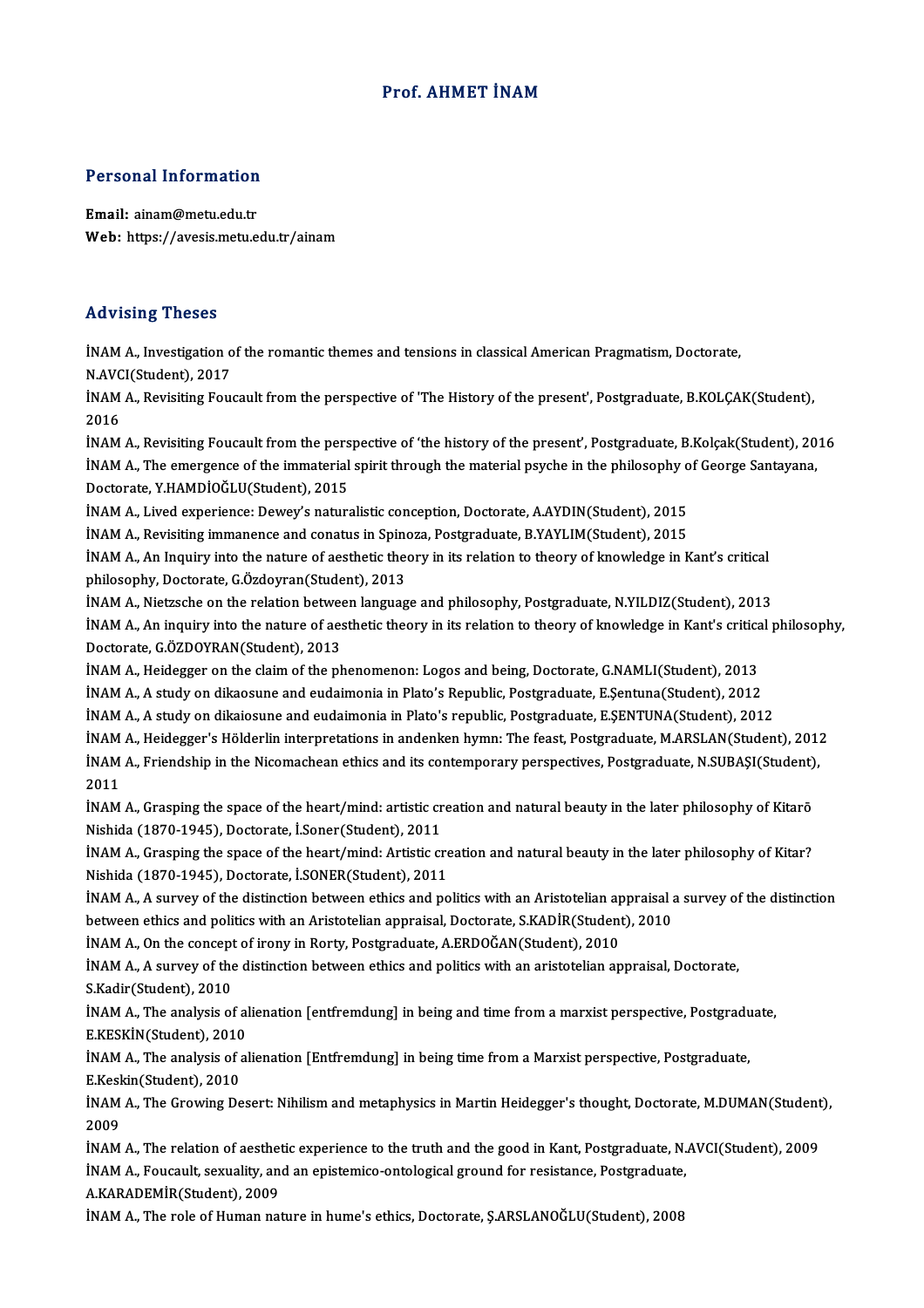# Prof. AHMET İNAM

## Personal Information

**Email:** ainam@metu.edu.tr
**Web:** https://avesis.metu.edu.tr/ainam

## Advising Theses

İNAM A., Investigation of the romantic themes and tensions in classical American Pragmatism, Doctorate, N.AVCI(Student), 2017

İNAM A., Revisiting Foucault from the perspective of 'The History of the present', Postgraduate, B.KOLÇAK(Student), 2016

İNAM A., Revisiting Foucault from the perspective of 'the history of the present', Postgraduate, B.Kolçak(Student), 2016

İNAM A., The emergence of the immaterial spirit through the material psyche in the philosophy of George Santayana, Doctorate, Y.HAMDİOĞLU(Student), 2015

İNAM A., Lived experience: Dewey's naturalistic conception, Doctorate, A.AYDIN(Student), 2015

İNAM A., Revisiting immanence and conatus in Spinoza, Postgraduate, B.YAYLIM(Student), 2015

İNAM A., An Inquiry into the nature of aesthetic theory in its relation to theory of knowledge in Kant's critical philosophy, Doctorate, G.Özdoyran(Student), 2013

İNAM A., Nietzsche on the relation between language and philosophy, Postgraduate, N.YILDIZ(Student), 2013

İNAM A., An inquiry into the nature of aesthetic theory in its relation to theory of knowledge in Kant's critical philosophy, Doctorate, G.ÖZDOYRAN(Student), 2013

İNAM A., Heidegger on the claim of the phenomenon: Logos and being, Doctorate, G.NAMLI(Student), 2013

İNAM A., A study on dikaosune and eudaimonia in Plato's Republic, Postgraduate, E.Şentuna(Student), 2012

İNAM A., A study on dikaiosune and eudaimonia in Plato's republic, Postgraduate, E.ŞENTUNA(Student), 2012

İNAM A., Heidegger's Hölderlin interpretations in andenken hymn: The feast, Postgraduate, M.ARSLAN(Student), 2012

İNAM A., Friendship in the Nicomachean ethics and its contemporary perspectives, Postgraduate, N.SUBAŞI(Student), 2011

İNAM A., Grasping the space of the heart/mind: artistic creation and natural beauty in the later philosophy of Kitarō Nishida (1870-1945), Doctorate, İ.Soner(Student), 2011

İNAM A., Grasping the space of the heart/mind: Artistic creation and natural beauty in the later philosophy of Kitar? Nishida (1870-1945), Doctorate, İ.SONER(Student), 2011

İNAM A., A survey of the distinction between ethics and politics with an Aristotelian appraisal a survey of the distinction between ethics and politics with an Aristotelian appraisal, Doctorate, S.KADİR(Student), 2010

İNAM A., On the concept of irony in Rorty, Postgraduate, A.ERDOĞAN(Student), 2010

İNAM A., A survey of the distinction between ethics and politics with an aristotelian appraisal, Doctorate, S.Kadir(Student), 2010

İNAM A., The analysis of alienation [entfremdung] in being and time from a marxist perspective, Postgraduate, E.KESKİN(Student), 2010

İNAM A., The analysis of alienation [Entfremdung] in being time from a Marxist perspective, Postgraduate, E.Keskin(Student), 2010

İNAM A., The Growing Desert: Nihilism and metaphysics in Martin Heidegger's thought, Doctorate, M.DUMAN(Student), 2009

İNAM A., The relation of aesthetic experience to the truth and the good in Kant, Postgraduate, N.AVCI(Student), 2009

İNAM A., Foucault, sexuality, and an epistemico-ontological ground for resistance, Postgraduate, A.KARADEMİR(Student), 2009

İNAM A., The role of Human nature in hume's ethics, Doctorate, Ş.ARSLANOĞLU(Student), 2008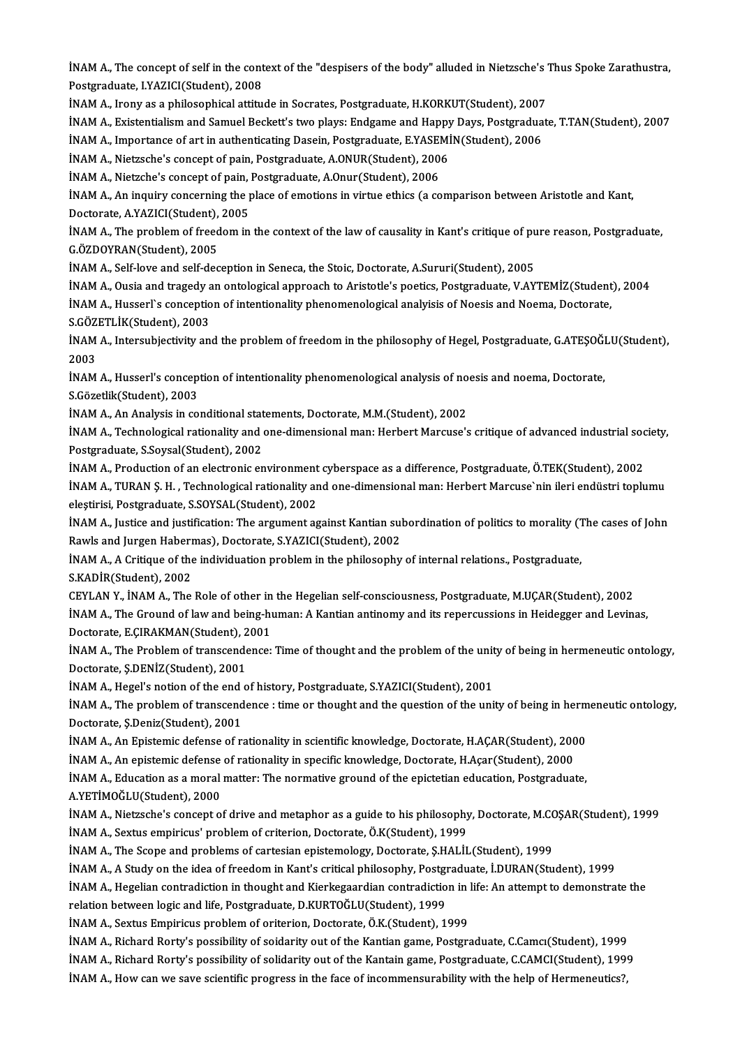İNAM A., The concept of self in the context of the "despisers of the body" alluded in Nietzsche's Thus Spoke Zarathustra, Postgraduate, I.YAZICI(Student), 2008

İNAM A., Irony as a philosophical attitude in Socrates, Postgraduate, H.KORKUT(Student), 2007

İNAM A., Existentialism and Samuel Beckett's two plays: Endgame and Happy Days, Postgraduate, T.TAN(Student), 2007

İNAM A., Importance of art in authenticating Dasein, Postgraduate, E.YASEMİN(Student), 2006

İNAM A., Nietzsche's concept of pain, Postgraduate, A.ONUR(Student), 2006

İNAM A., Nietzche's concept of pain, Postgraduate, A.Onur(Student), 2006

İNAM A., An inquiry concerning the place of emotions in virtue ethics (a comparison between Aristotle and Kant, Doctorate, A.YAZICI(Student), 2005

İNAM A., The problem of freedom in the context of the law of causality in Kant's critique of pure reason, Postgraduate, G.ÖZDOYRAN(Student), 2005

İNAM A., Self-love and self-deception in Seneca, the Stoic, Doctorate, A.Sururi(Student), 2005

İNAM A., Ousia and tragedy an ontological approach to Aristotle's poetics, Postgraduate, V.AYTEMİZ(Student), 2004

İNAM A., Husserl`s conception of intentionality phenomenological analyisis of Noesis and Noema, Doctorate, S.GÖZETLİK(Student), 2003

İNAM A., Intersubjectivity and the problem of freedom in the philosophy of Hegel, Postgraduate, G.ATEŞOĞLU(Student), 2003

İNAM A., Husserl's conception of intentionality phenomenological analysis of noesis and noema, Doctorate, S.Gözetlik(Student), 2003

İNAM A., An Analysis in conditional statements, Doctorate, M.M.(Student), 2002

İNAM A., Technological rationality and one-dimensional man: Herbert Marcuse's critique of advanced industrial society, Postgraduate, S.Soysal(Student), 2002

İNAM A., Production of an electronic environment cyberspace as a difference, Postgraduate, Ö.TEK(Student), 2002

İNAM A., TURAN Ş. H. , Technological rationality and one-dimensional man: Herbert Marcuse`nin ileri endüstri toplumu eleştirisi, Postgraduate, S.SOYSAL(Student), 2002

İNAM A., Justice and justification: The argument against Kantian subordination of politics to morality (The cases of John Rawls and Jurgen Habermas), Doctorate, S.YAZICI(Student), 2002

İNAM A., A Critique of the individuation problem in the philosophy of internal relations., Postgraduate, S.KADİR(Student), 2002

CEYLAN Y., İNAM A., The Role of other in the Hegelian self-consciousness, Postgraduate, M.UÇAR(Student), 2002

İNAM A., The Ground of law and being-human: A Kantian antinomy and its repercussions in Heidegger and Levinas, Doctorate, E.ÇIRAKMAN(Student), 2001

İNAM A., The Problem of transcendence: Time of thought and the problem of the unity of being in hermeneutic ontology, Doctorate, Ş.DENİZ(Student), 2001

İNAM A., Hegel's notion of the end of history, Postgraduate, S.YAZICI(Student), 2001

İNAM A., The problem of transcendence : time or thought and the question of the unity of being in hermeneutic ontology, Doctorate, Ş.Deniz(Student), 2001

İNAM A., An Epistemic defense of rationality in scientific knowledge, Doctorate, H.AÇAR(Student), 2000

İNAM A., An epistemic defense of rationality in specific knowledge, Doctorate, H.Açar(Student), 2000

İNAM A., Education as a moral matter: The normative ground of the epictetian education, Postgraduate, A.YETİMOĞLU(Student), 2000

İNAM A., Nietzsche's concept of drive and metaphor as a guide to his philosophy, Doctorate, M.COŞAR(Student), 1999

İNAM A., Sextus empiricus' problem of criterion, Doctorate, Ö.K(Student), 1999

İNAM A., The Scope and problems of cartesian epistemology, Doctorate, Ş.HALİL(Student), 1999

İNAM A., A Study on the idea of freedom in Kant's critical philosophy, Postgraduate, İ.DURAN(Student), 1999

İNAM A., Hegelian contradiction in thought and Kierkegaardian contradiction in life: An attempt to demonstrate the relation between logic and life, Postgraduate, D.KURTOĞLU(Student), 1999

İNAM A., Sextus Empiricus problem of oriterion, Doctorate, Ö.K.(Student), 1999

İNAM A., Richard Rorty's possibility of soidarity out of the Kantian game, Postgraduate, C.Camcı(Student), 1999

İNAM A., Richard Rorty's possibility of solidarity out of the Kantain game, Postgraduate, C.CAMCI(Student), 1999

İNAM A., How can we save scientific progress in the face of incommensurability with the help of Hermeneutics?,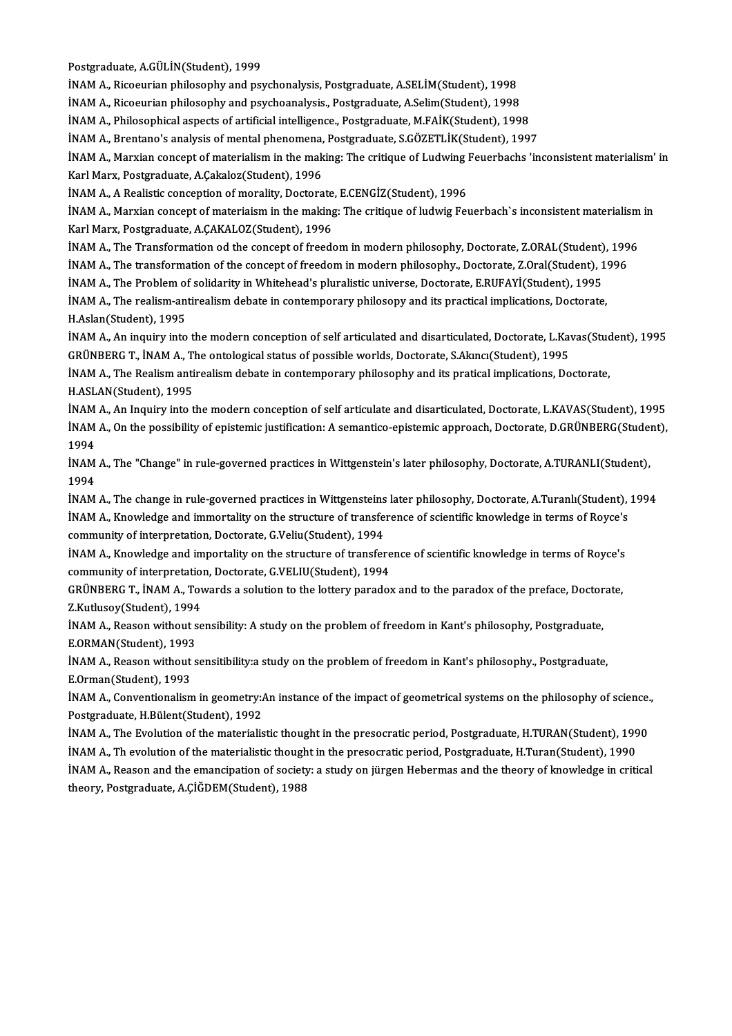Postgraduate, A.GÜLİN(Student), 1999

İNAM A., Ricoeurian philosophy and psychonalysis, Postgraduate, A.SELİM(Student), 1998

İNAM A., Ricoeurian philosophy and psychoanalysis., Postgraduate, A.Selim(Student), 1998

İNAM A., Philosophical aspects of artificial intelligence., Postgraduate, M.FAİK(Student), 1998

İNAM A., Brentano's analysis of mental phenomena, Postgraduate, S.GÖZETLİK(Student), 1997

İNAM A., Marxian concept of materialism in the making: The critique of Ludwing Feuerbachs 'inconsistent materialism' in Karl Marx, Postgraduate, A.Çakaloz(Student), 1996

İNAM A., A Realistic conception of morality, Doctorate, E.CENGİZ(Student), 1996

İNAM A., Marxian concept of materiaism in the making: The critique of ludwig Feuerbach`s inconsistent materialism in Karl Marx, Postgraduate, A.ÇAKALOZ(Student), 1996

İNAM A., The Transformation od the concept of freedom in modern philosophy, Doctorate, Z.ORAL(Student), 1996

İNAM A., The transformation of the concept of freedom in modern philosophy., Doctorate, Z.Oral(Student), 1996

İNAM A., The Problem of solidarity in Whitehead's pluralistic universe, Doctorate, E.RUFAYİ(Student), 1995

İNAM A., The realism-antirealism debate in contemporary philosopy and its practical implications, Doctorate, H.Aslan(Student), 1995

İNAM A., An inquiry into the modern conception of self articulated and disarticulated, Doctorate, L.Kavas(Student), 1995

GRÜNBERG T., İNAM A., The ontological status of possible worlds, Doctorate, S.Akıncı(Student), 1995

İNAM A., The Realism antirealism debate in contemporary philosophy and its pratical implications, Doctorate, H.ASLAN(Student), 1995

İNAM A., An Inquiry into the modern conception of self articulate and disarticulated, Doctorate, L.KAVAS(Student), 1995

İNAM A., On the possibility of epistemic justification: A semantico-epistemic approach, Doctorate, D.GRÜNBERG(Student), 1994

İNAM A., The "Change" in rule-governed practices in Wittgenstein's later philosophy, Doctorate, A.TURANLI(Student), 1994

İNAM A., The change in rule-governed practices in Wittgensteins later philosophy, Doctorate, A.Turanlı(Student), 1994

İNAM A., Knowledge and immortality on the structure of transference of scientific knowledge in terms of Royce's community of interpretation, Doctorate, G.Veliu(Student), 1994

İNAM A., Knowledge and importality on the structure of transference of scientific knowledge in terms of Royce's community of interpretation, Doctorate, G.VELIU(Student), 1994

GRÜNBERG T., İNAM A., Towards a solution to the lottery paradox and to the paradox of the preface, Doctorate, Z.Kutlusoy(Student), 1994

İNAM A., Reason without sensibility: A study on the problem of freedom in Kant's philosophy, Postgraduate, E.ORMAN(Student), 1993

İNAM A., Reason without sensitibility:a study on the problem of freedom in Kant's philosophy., Postgraduate, E.Orman(Student), 1993

İNAM A., Conventionalism in geometry:An instance of the impact of geometrical systems on the philosophy of science., Postgraduate, H.Bülent(Student), 1992

İNAM A., The Evolution of the materialistic thought in the presocratic period, Postgraduate, H.TURAN(Student), 1990

İNAM A., Th evolution of the materialistic thought in the presocratic period, Postgraduate, H.Turan(Student), 1990

İNAM A., Reason and the emancipation of society: a study on jürgen Hebermas and the theory of knowledge in critical theory, Postgraduate, A.ÇİĞDEM(Student), 1988